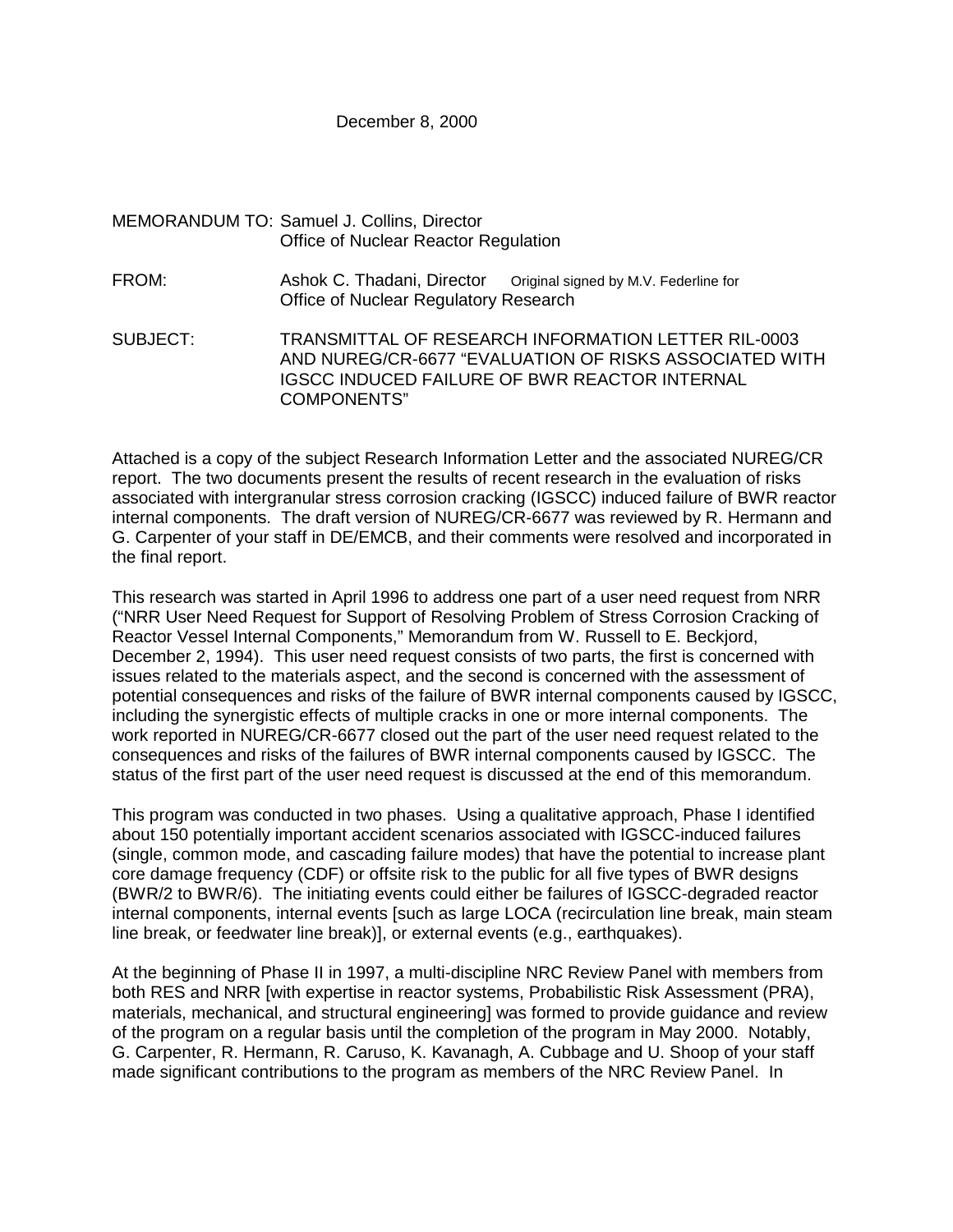December 8, 2000

MEMORANDUM TO: Samuel J. Collins, Director
Office of Nuclear Reactor Regulation

FROM: Ashok C. Thadani, Director    Original signed by M.V. Federline for
Office of Nuclear Regulatory Research

SUBJECT: TRANSMITTAL OF RESEARCH INFORMATION LETTER RIL-0003 AND NUREG/CR-6677 "EVALUATION OF RISKS ASSOCIATED WITH IGSCC INDUCED FAILURE OF BWR REACTOR INTERNAL COMPONENTS"

Attached is a copy of the subject Research Information Letter and the associated NUREG/CR report. The two documents present the results of recent research in the evaluation of risks associated with intergranular stress corrosion cracking (IGSCC) induced failure of BWR reactor internal components. The draft version of NUREG/CR-6677 was reviewed by R. Hermann and G. Carpenter of your staff in DE/EMCB, and their comments were resolved and incorporated in the final report.

This research was started in April 1996 to address one part of a user need request from NRR ("NRR User Need Request for Support of Resolving Problem of Stress Corrosion Cracking of Reactor Vessel Internal Components," Memorandum from W. Russell to E. Beckjord, December 2, 1994). This user need request consists of two parts, the first is concerned with issues related to the materials aspect, and the second is concerned with the assessment of potential consequences and risks of the failure of BWR internal components caused by IGSCC, including the synergistic effects of multiple cracks in one or more internal components. The work reported in NUREG/CR-6677 closed out the part of the user need request related to the consequences and risks of the failures of BWR internal components caused by IGSCC. The status of the first part of the user need request is discussed at the end of this memorandum.

This program was conducted in two phases. Using a qualitative approach, Phase I identified about 150 potentially important accident scenarios associated with IGSCC-induced failures (single, common mode, and cascading failure modes) that have the potential to increase plant core damage frequency (CDF) or offsite risk to the public for all five types of BWR designs (BWR/2 to BWR/6). The initiating events could either be failures of IGSCC-degraded reactor internal components, internal events [such as large LOCA (recirculation line break, main steam line break, or feedwater line break)], or external events (e.g., earthquakes).

At the beginning of Phase II in 1997, a multi-discipline NRC Review Panel with members from both RES and NRR [with expertise in reactor systems, Probabilistic Risk Assessment (PRA), materials, mechanical, and structural engineering] was formed to provide guidance and review of the program on a regular basis until the completion of the program in May 2000. Notably, G. Carpenter, R. Hermann, R. Caruso, K. Kavanagh, A. Cubbage and U. Shoop of your staff made significant contributions to the program as members of the NRC Review Panel. In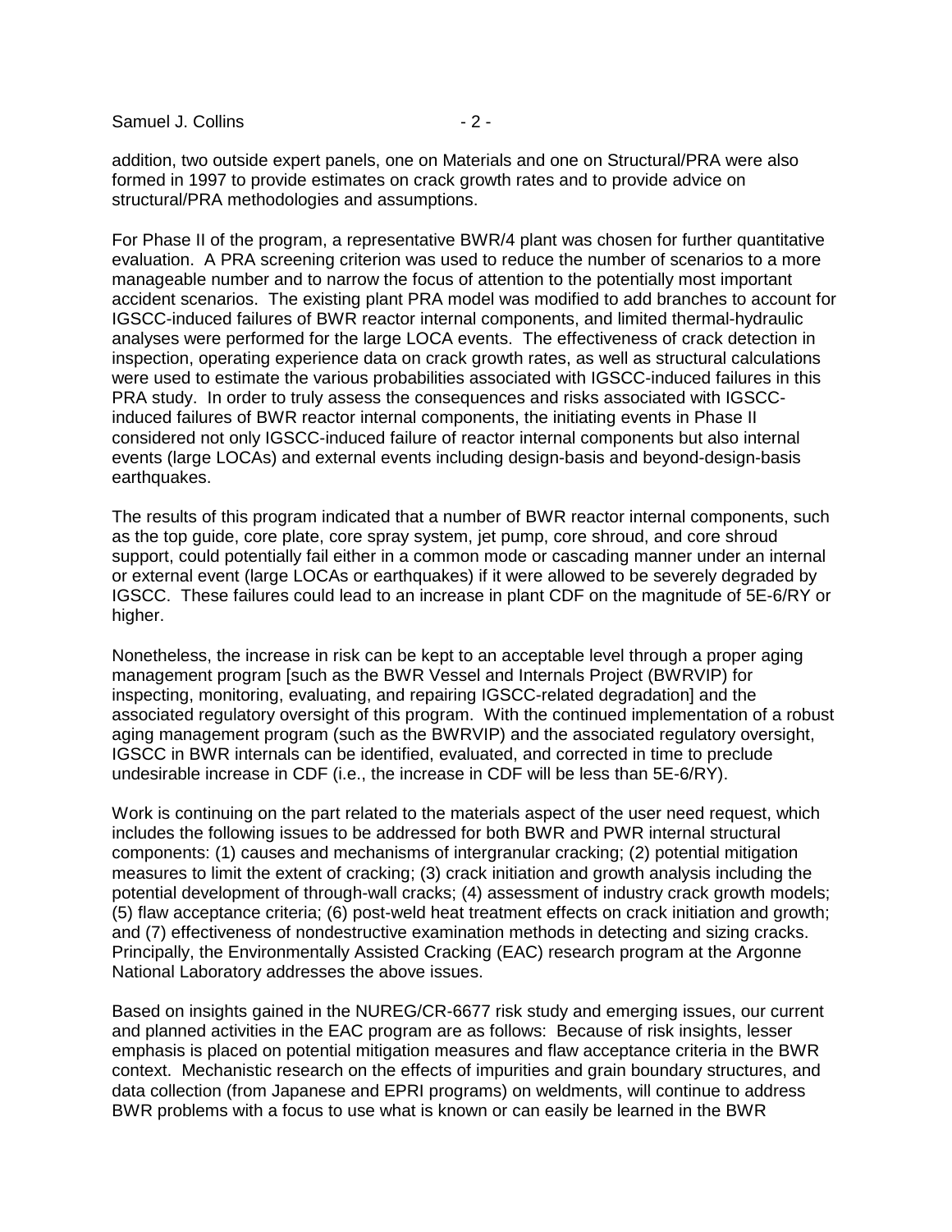addition, two outside expert panels, one on Materials and one on Structural/PRA were also formed in 1997 to provide estimates on crack growth rates and to provide advice on structural/PRA methodologies and assumptions.

For Phase II of the program, a representative BWR/4 plant was chosen for further quantitative evaluation. A PRA screening criterion was used to reduce the number of scenarios to a more manageable number and to narrow the focus of attention to the potentially most important accident scenarios. The existing plant PRA model was modified to add branches to account for IGSCC-induced failures of BWR reactor internal components, and limited thermal-hydraulic analyses were performed for the large LOCA events. The effectiveness of crack detection in inspection, operating experience data on crack growth rates, as well as structural calculations were used to estimate the various probabilities associated with IGSCC-induced failures in this PRA study. In order to truly assess the consequences and risks associated with IGSCC-induced failures of BWR reactor internal components, the initiating events in Phase II considered not only IGSCC-induced failure of reactor internal components but also internal events (large LOCAs) and external events including design-basis and beyond-design-basis earthquakes.

The results of this program indicated that a number of BWR reactor internal components, such as the top guide, core plate, core spray system, jet pump, core shroud, and core shroud support, could potentially fail either in a common mode or cascading manner under an internal or external event (large LOCAs or earthquakes) if it were allowed to be severely degraded by IGSCC. These failures could lead to an increase in plant CDF on the magnitude of 5E-6/RY or higher.

Nonetheless, the increase in risk can be kept to an acceptable level through a proper aging management program [such as the BWR Vessel and Internals Project (BWRVIP) for inspecting, monitoring, evaluating, and repairing IGSCC-related degradation] and the associated regulatory oversight of this program. With the continued implementation of a robust aging management program (such as the BWRVIP) and the associated regulatory oversight, IGSCC in BWR internals can be identified, evaluated, and corrected in time to preclude undesirable increase in CDF (i.e., the increase in CDF will be less than 5E-6/RY).

Work is continuing on the part related to the materials aspect of the user need request, which includes the following issues to be addressed for both BWR and PWR internal structural components: (1) causes and mechanisms of intergranular cracking; (2) potential mitigation measures to limit the extent of cracking; (3) crack initiation and growth analysis including the potential development of through-wall cracks; (4) assessment of industry crack growth models; (5) flaw acceptance criteria; (6) post-weld heat treatment effects on crack initiation and growth; and (7) effectiveness of nondestructive examination methods in detecting and sizing cracks. Principally, the Environmentally Assisted Cracking (EAC) research program at the Argonne National Laboratory addresses the above issues.

Based on insights gained in the NUREG/CR-6677 risk study and emerging issues, our current and planned activities in the EAC program are as follows: Because of risk insights, lesser emphasis is placed on potential mitigation measures and flaw acceptance criteria in the BWR context. Mechanistic research on the effects of impurities and grain boundary structures, and data collection (from Japanese and EPRI programs) on weldments, will continue to address BWR problems with a focus to use what is known or can easily be learned in the BWR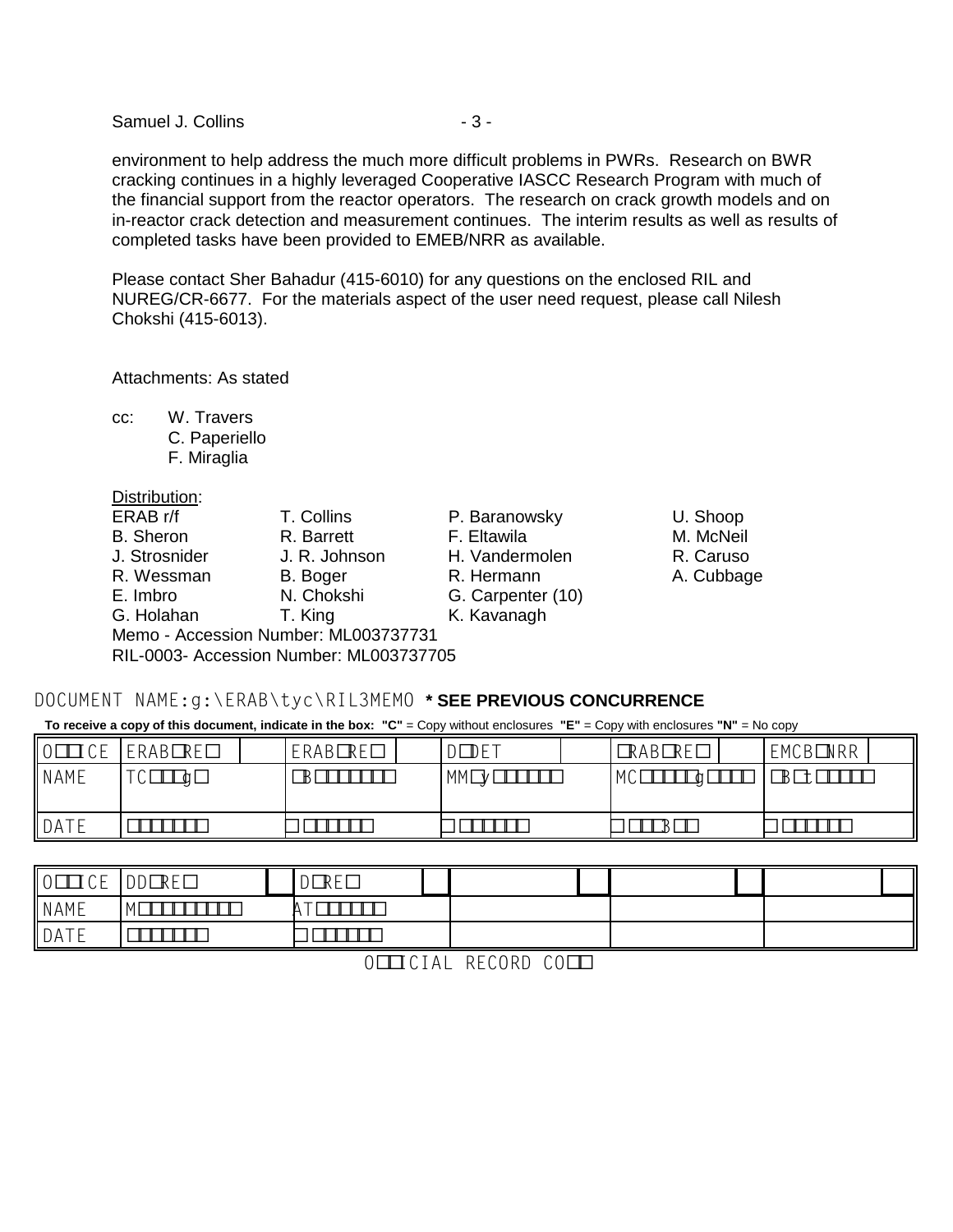environment to help address the much more difficult problems in PWRs. Research on BWR cracking continues in a highly leveraged Cooperative IASCC Research Program with much of the financial support from the reactor operators. The research on crack growth models and on in-reactor crack detection and measurement continues. The interim results as well as results of completed tasks have been provided to EMEB/NRR as available.

Please contact Sher Bahadur (415-6010) for any questions on the enclosed RIL and NUREG/CR-6677. For the materials aspect of the user need request, please call Nilesh Chokshi (415-6013).

Attachments: As stated

cc: W. Travers
C. Paperiello
F. Miraglia

Distribution:

| | | | |
|---|---|---|---|
| ERAB r/f | T. Collins | P. Baranowsky | U. Shoop |
| B. Sheron | R. Barrett | F. Eltawila | M. McNeil |
| J. Strosnider | J. R. Johnson | H. Vandermolen | R. Caruso |
| R. Wessman | B. Boger | R. Hermann | A. Cubbage |
| E. Imbro | N. Chokshi | G. Carpenter (10) | |
| G. Holahan | T. King | K. Kavanagh | |

Memo - Accession Number: ML003737731
RIL-0003- Accession Number: ML003737705

DOCUMENT NAME:g:\ERAB\tyc\RIL3MEMO **\* SEE PREVIOUS CONCURRENCE**

**To receive a copy of this document, indicate in the box: "C"** = Copy without enclosures **"E"** = Copy with enclosures **"N"** = No copy

| OFFICE | ERAB/RES | | ERAB/RES | | D/DET | | ERAB/RES | | EMCB/NRR | |
|---|---|---|---|---|---|---|---|---|---|---|
| NAME | TCollins | | SBahadur | | MMayfield | | MCunningham | | SBailey | |
| DATE | | | | | | | | | | |

| OFFICE | DD/RES | | D/RES | | | | | | | |
|---|---|---|---|---|---|---|---|---|---|---|
| NAME | M | | AT | | | | | | | |
| DATE | | | | | | | | | | |

OFFICIAL RECORD COPY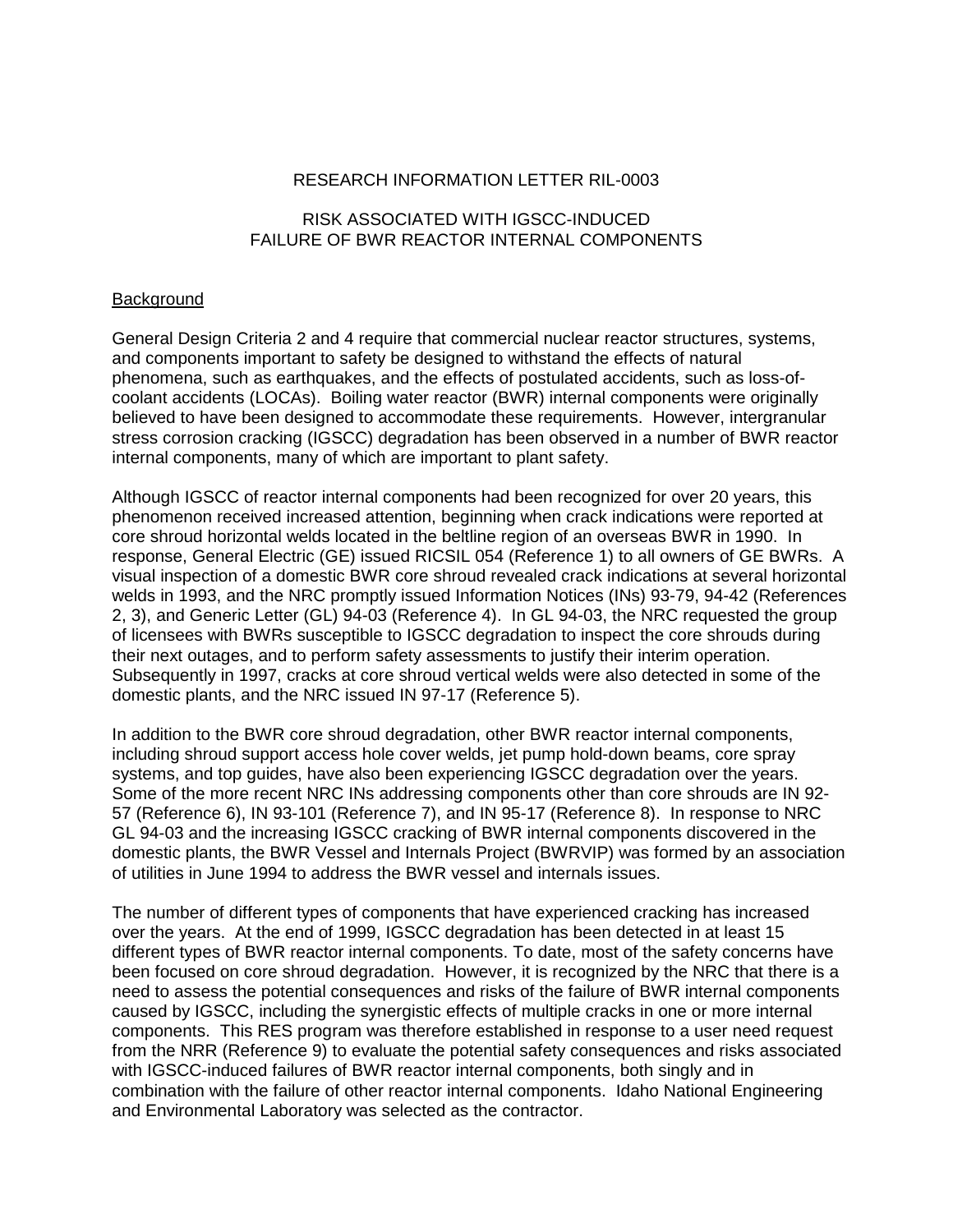RESEARCH INFORMATION LETTER RIL-0003

RISK ASSOCIATED WITH IGSCC-INDUCED FAILURE OF BWR REACTOR INTERNAL COMPONENTS

## Background

General Design Criteria 2 and 4 require that commercial nuclear reactor structures, systems, and components important to safety be designed to withstand the effects of natural phenomena, such as earthquakes, and the effects of postulated accidents, such as loss-of-coolant accidents (LOCAs). Boiling water reactor (BWR) internal components were originally believed to have been designed to accommodate these requirements. However, intergranular stress corrosion cracking (IGSCC) degradation has been observed in a number of BWR reactor internal components, many of which are important to plant safety.

Although IGSCC of reactor internal components had been recognized for over 20 years, this phenomenon received increased attention, beginning when crack indications were reported at core shroud horizontal welds located in the beltline region of an overseas BWR in 1990. In response, General Electric (GE) issued RICSIL 054 (Reference 1) to all owners of GE BWRs. A visual inspection of a domestic BWR core shroud revealed crack indications at several horizontal welds in 1993, and the NRC promptly issued Information Notices (INs) 93-79, 94-42 (References 2, 3), and Generic Letter (GL) 94-03 (Reference 4). In GL 94-03, the NRC requested the group of licensees with BWRs susceptible to IGSCC degradation to inspect the core shrouds during their next outages, and to perform safety assessments to justify their interim operation. Subsequently in 1997, cracks at core shroud vertical welds were also detected in some of the domestic plants, and the NRC issued IN 97-17 (Reference 5).

In addition to the BWR core shroud degradation, other BWR reactor internal components, including shroud support access hole cover welds, jet pump hold-down beams, core spray systems, and top guides, have also been experiencing IGSCC degradation over the years. Some of the more recent NRC INs addressing components other than core shrouds are IN 92-57 (Reference 6), IN 93-101 (Reference 7), and IN 95-17 (Reference 8). In response to NRC GL 94-03 and the increasing IGSCC cracking of BWR internal components discovered in the domestic plants, the BWR Vessel and Internals Project (BWRVIP) was formed by an association of utilities in June 1994 to address the BWR vessel and internals issues.

The number of different types of components that have experienced cracking has increased over the years. At the end of 1999, IGSCC degradation has been detected in at least 15 different types of BWR reactor internal components. To date, most of the safety concerns have been focused on core shroud degradation. However, it is recognized by the NRC that there is a need to assess the potential consequences and risks of the failure of BWR internal components caused by IGSCC, including the synergistic effects of multiple cracks in one or more internal components. This RES program was therefore established in response to a user need request from the NRR (Reference 9) to evaluate the potential safety consequences and risks associated with IGSCC-induced failures of BWR reactor internal components, both singly and in combination with the failure of other reactor internal components. Idaho National Engineering and Environmental Laboratory was selected as the contractor.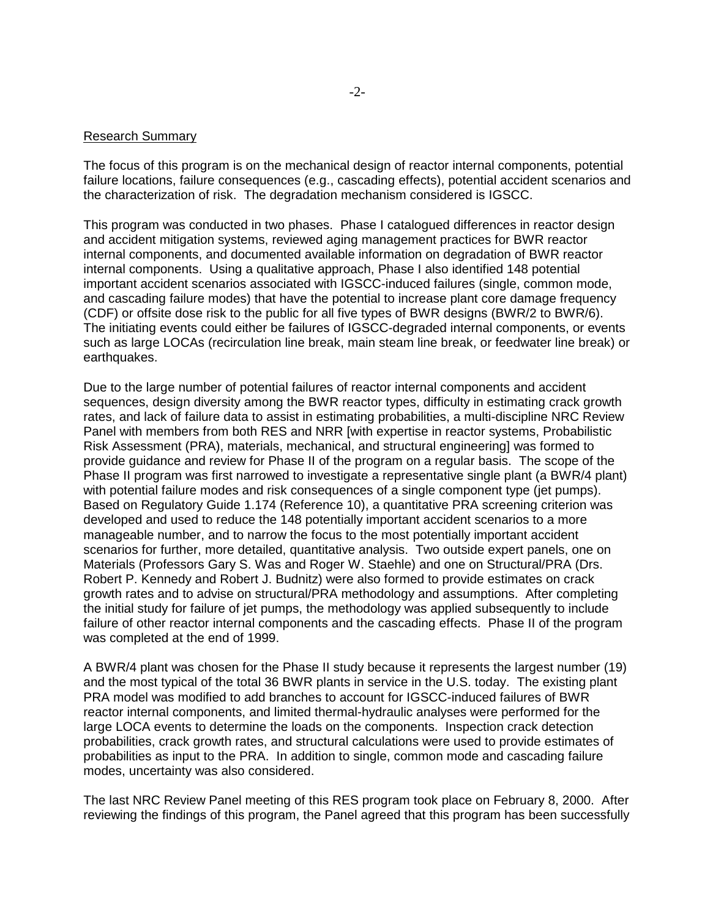## Research Summary

The focus of this program is on the mechanical design of reactor internal components, potential failure locations, failure consequences (e.g., cascading effects), potential accident scenarios and the characterization of risk. The degradation mechanism considered is IGSCC.

This program was conducted in two phases. Phase I catalogued differences in reactor design and accident mitigation systems, reviewed aging management practices for BWR reactor internal components, and documented available information on degradation of BWR reactor internal components. Using a qualitative approach, Phase I also identified 148 potential important accident scenarios associated with IGSCC-induced failures (single, common mode, and cascading failure modes) that have the potential to increase plant core damage frequency (CDF) or offsite dose risk to the public for all five types of BWR designs (BWR/2 to BWR/6). The initiating events could either be failures of IGSCC-degraded internal components, or events such as large LOCAs (recirculation line break, main steam line break, or feedwater line break) or earthquakes.

Due to the large number of potential failures of reactor internal components and accident sequences, design diversity among the BWR reactor types, difficulty in estimating crack growth rates, and lack of failure data to assist in estimating probabilities, a multi-discipline NRC Review Panel with members from both RES and NRR [with expertise in reactor systems, Probabilistic Risk Assessment (PRA), materials, mechanical, and structural engineering] was formed to provide guidance and review for Phase II of the program on a regular basis. The scope of the Phase II program was first narrowed to investigate a representative single plant (a BWR/4 plant) with potential failure modes and risk consequences of a single component type (jet pumps). Based on Regulatory Guide 1.174 (Reference 10), a quantitative PRA screening criterion was developed and used to reduce the 148 potentially important accident scenarios to a more manageable number, and to narrow the focus to the most potentially important accident scenarios for further, more detailed, quantitative analysis. Two outside expert panels, one on Materials (Professors Gary S. Was and Roger W. Staehle) and one on Structural/PRA (Drs. Robert P. Kennedy and Robert J. Budnitz) were also formed to provide estimates on crack growth rates and to advise on structural/PRA methodology and assumptions. After completing the initial study for failure of jet pumps, the methodology was applied subsequently to include failure of other reactor internal components and the cascading effects. Phase II of the program was completed at the end of 1999.

A BWR/4 plant was chosen for the Phase II study because it represents the largest number (19) and the most typical of the total 36 BWR plants in service in the U.S. today. The existing plant PRA model was modified to add branches to account for IGSCC-induced failures of BWR reactor internal components, and limited thermal-hydraulic analyses were performed for the large LOCA events to determine the loads on the components. Inspection crack detection probabilities, crack growth rates, and structural calculations were used to provide estimates of probabilities as input to the PRA. In addition to single, common mode and cascading failure modes, uncertainty was also considered.

The last NRC Review Panel meeting of this RES program took place on February 8, 2000. After reviewing the findings of this program, the Panel agreed that this program has been successfully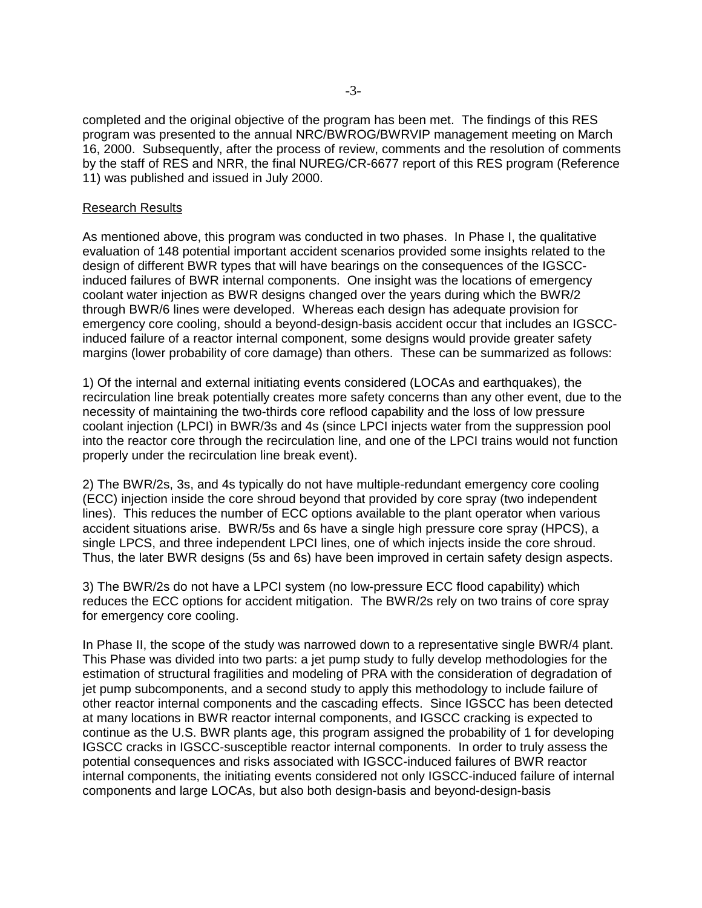completed and the original objective of the program has been met. The findings of this RES program was presented to the annual NRC/BWROG/BWRVIP management meeting on March 16, 2000. Subsequently, after the process of review, comments and the resolution of comments by the staff of RES and NRR, the final NUREG/CR-6677 report of this RES program (Reference 11) was published and issued in July 2000.

Research Results

As mentioned above, this program was conducted in two phases. In Phase I, the qualitative evaluation of 148 potential important accident scenarios provided some insights related to the design of different BWR types that will have bearings on the consequences of the IGSCC-induced failures of BWR internal components. One insight was the locations of emergency coolant water injection as BWR designs changed over the years during which the BWR/2 through BWR/6 lines were developed. Whereas each design has adequate provision for emergency core cooling, should a beyond-design-basis accident occur that includes an IGSCC-induced failure of a reactor internal component, some designs would provide greater safety margins (lower probability of core damage) than others. These can be summarized as follows:

1) Of the internal and external initiating events considered (LOCAs and earthquakes), the recirculation line break potentially creates more safety concerns than any other event, due to the necessity of maintaining the two-thirds core reflood capability and the loss of low pressure coolant injection (LPCI) in BWR/3s and 4s (since LPCI injects water from the suppression pool into the reactor core through the recirculation line, and one of the LPCI trains would not function properly under the recirculation line break event).

2) The BWR/2s, 3s, and 4s typically do not have multiple-redundant emergency core cooling (ECC) injection inside the core shroud beyond that provided by core spray (two independent lines). This reduces the number of ECC options available to the plant operator when various accident situations arise. BWR/5s and 6s have a single high pressure core spray (HPCS), a single LPCS, and three independent LPCI lines, one of which injects inside the core shroud. Thus, the later BWR designs (5s and 6s) have been improved in certain safety design aspects.

3) The BWR/2s do not have a LPCI system (no low-pressure ECC flood capability) which reduces the ECC options for accident mitigation. The BWR/2s rely on two trains of core spray for emergency core cooling.

In Phase II, the scope of the study was narrowed down to a representative single BWR/4 plant. This Phase was divided into two parts: a jet pump study to fully develop methodologies for the estimation of structural fragilities and modeling of PRA with the consideration of degradation of jet pump subcomponents, and a second study to apply this methodology to include failure of other reactor internal components and the cascading effects. Since IGSCC has been detected at many locations in BWR reactor internal components, and IGSCC cracking is expected to continue as the U.S. BWR plants age, this program assigned the probability of 1 for developing IGSCC cracks in IGSCC-susceptible reactor internal components. In order to truly assess the potential consequences and risks associated with IGSCC-induced failures of BWR reactor internal components, the initiating events considered not only IGSCC-induced failure of internal components and large LOCAs, but also both design-basis and beyond-design-basis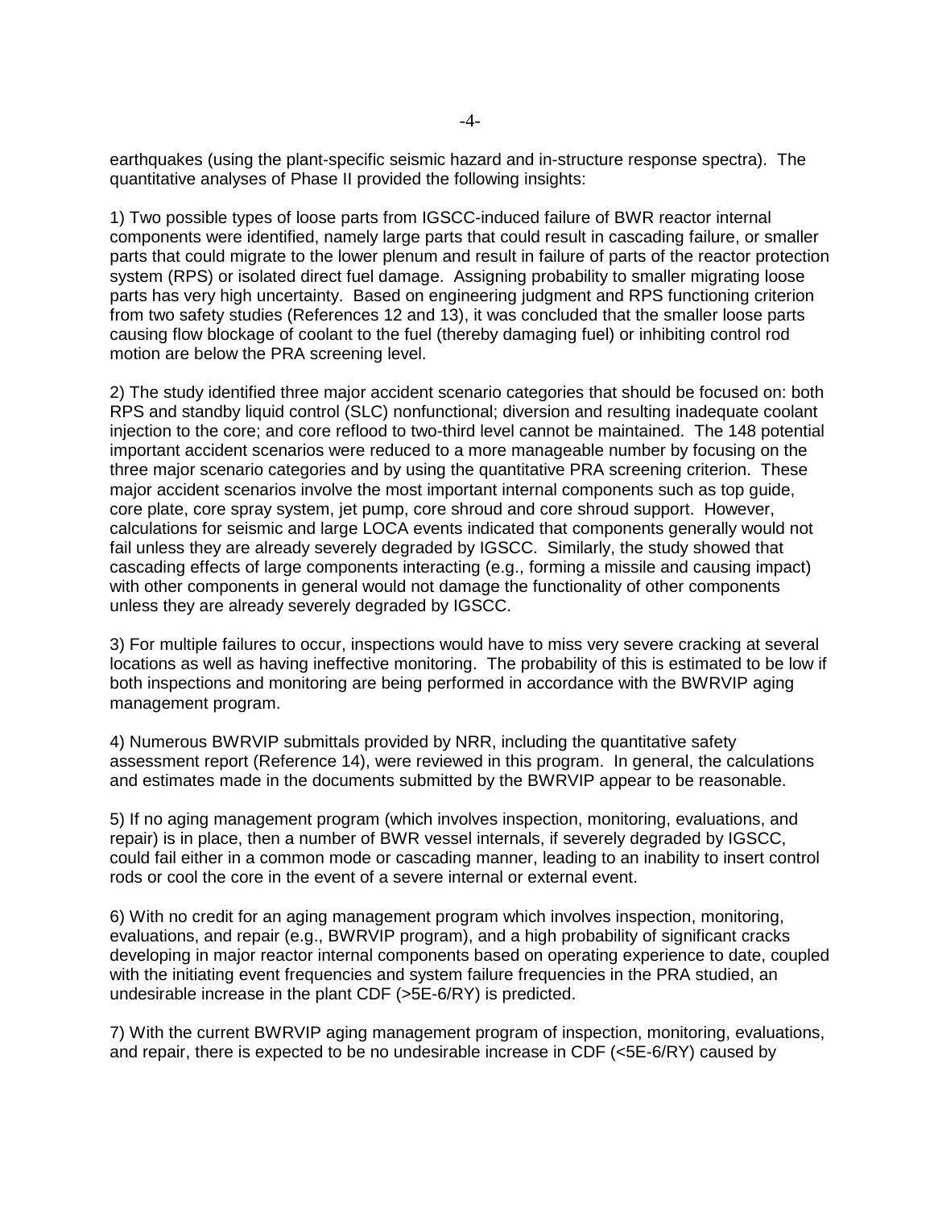earthquakes (using the plant-specific seismic hazard and in-structure response spectra). The quantitative analyses of Phase II provided the following insights:

1) Two possible types of loose parts from IGSCC-induced failure of BWR reactor internal components were identified, namely large parts that could result in cascading failure, or smaller parts that could migrate to the lower plenum and result in failure of parts of the reactor protection system (RPS) or isolated direct fuel damage. Assigning probability to smaller migrating loose parts has very high uncertainty. Based on engineering judgment and RPS functioning criterion from two safety studies (References 12 and 13), it was concluded that the smaller loose parts causing flow blockage of coolant to the fuel (thereby damaging fuel) or inhibiting control rod motion are below the PRA screening level.

2) The study identified three major accident scenario categories that should be focused on: both RPS and standby liquid control (SLC) nonfunctional; diversion and resulting inadequate coolant injection to the core; and core reflood to two-third level cannot be maintained. The 148 potential important accident scenarios were reduced to a more manageable number by focusing on the three major scenario categories and by using the quantitative PRA screening criterion. These major accident scenarios involve the most important internal components such as top guide, core plate, core spray system, jet pump, core shroud and core shroud support. However, calculations for seismic and large LOCA events indicated that components generally would not fail unless they are already severely degraded by IGSCC. Similarly, the study showed that cascading effects of large components interacting (e.g., forming a missile and causing impact) with other components in general would not damage the functionality of other components unless they are already severely degraded by IGSCC.

3) For multiple failures to occur, inspections would have to miss very severe cracking at several locations as well as having ineffective monitoring. The probability of this is estimated to be low if both inspections and monitoring are being performed in accordance with the BWRVIP aging management program.

4) Numerous BWRVIP submittals provided by NRR, including the quantitative safety assessment report (Reference 14), were reviewed in this program. In general, the calculations and estimates made in the documents submitted by the BWRVIP appear to be reasonable.

5) If no aging management program (which involves inspection, monitoring, evaluations, and repair) is in place, then a number of BWR vessel internals, if severely degraded by IGSCC, could fail either in a common mode or cascading manner, leading to an inability to insert control rods or cool the core in the event of a severe internal or external event.

6) With no credit for an aging management program which involves inspection, monitoring, evaluations, and repair (e.g., BWRVIP program), and a high probability of significant cracks developing in major reactor internal components based on operating experience to date, coupled with the initiating event frequencies and system failure frequencies in the PRA studied, an undesirable increase in the plant CDF (>5E-6/RY) is predicted.

7) With the current BWRVIP aging management program of inspection, monitoring, evaluations, and repair, there is expected to be no undesirable increase in CDF (<5E-6/RY) caused by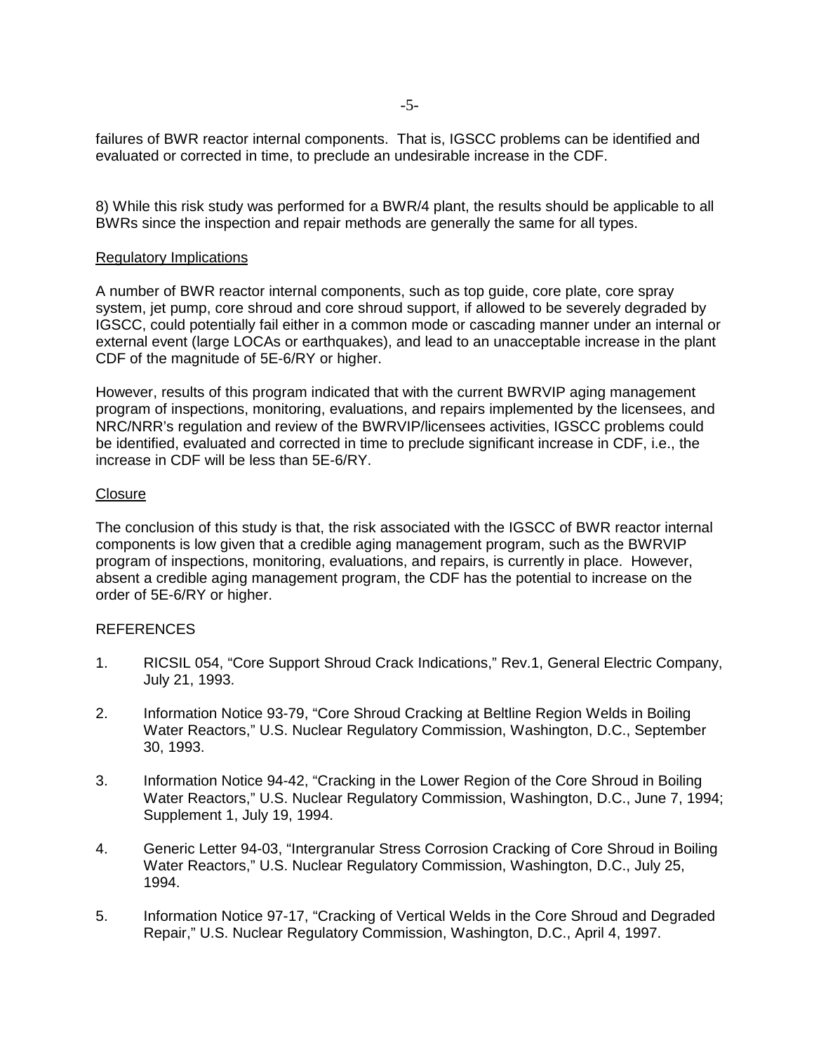failures of BWR reactor internal components. That is, IGSCC problems can be identified and evaluated or corrected in time, to preclude an undesirable increase in the CDF.

8) While this risk study was performed for a BWR/4 plant, the results should be applicable to all BWRs since the inspection and repair methods are generally the same for all types.

## Regulatory Implications

A number of BWR reactor internal components, such as top guide, core plate, core spray system, jet pump, core shroud and core shroud support, if allowed to be severely degraded by IGSCC, could potentially fail either in a common mode or cascading manner under an internal or external event (large LOCAs or earthquakes), and lead to an unacceptable increase in the plant CDF of the magnitude of 5E-6/RY or higher.

However, results of this program indicated that with the current BWRVIP aging management program of inspections, monitoring, evaluations, and repairs implemented by the licensees, and NRC/NRR's regulation and review of the BWRVIP/licensees activities, IGSCC problems could be identified, evaluated and corrected in time to preclude significant increase in CDF, i.e., the increase in CDF will be less than 5E-6/RY.

## Closure

The conclusion of this study is that, the risk associated with the IGSCC of BWR reactor internal components is low given that a credible aging management program, such as the BWRVIP program of inspections, monitoring, evaluations, and repairs, is currently in place. However, absent a credible aging management program, the CDF has the potential to increase on the order of 5E-6/RY or higher.

## REFERENCES

1. RICSIL 054, "Core Support Shroud Crack Indications," Rev.1, General Electric Company, July 21, 1993.

2. Information Notice 93-79, "Core Shroud Cracking at Beltline Region Welds in Boiling Water Reactors," U.S. Nuclear Regulatory Commission, Washington, D.C., September 30, 1993.

3. Information Notice 94-42, "Cracking in the Lower Region of the Core Shroud in Boiling Water Reactors," U.S. Nuclear Regulatory Commission, Washington, D.C., June 7, 1994; Supplement 1, July 19, 1994.

4. Generic Letter 94-03, "Intergranular Stress Corrosion Cracking of Core Shroud in Boiling Water Reactors," U.S. Nuclear Regulatory Commission, Washington, D.C., July 25, 1994.

5. Information Notice 97-17, "Cracking of Vertical Welds in the Core Shroud and Degraded Repair," U.S. Nuclear Regulatory Commission, Washington, D.C., April 4, 1997.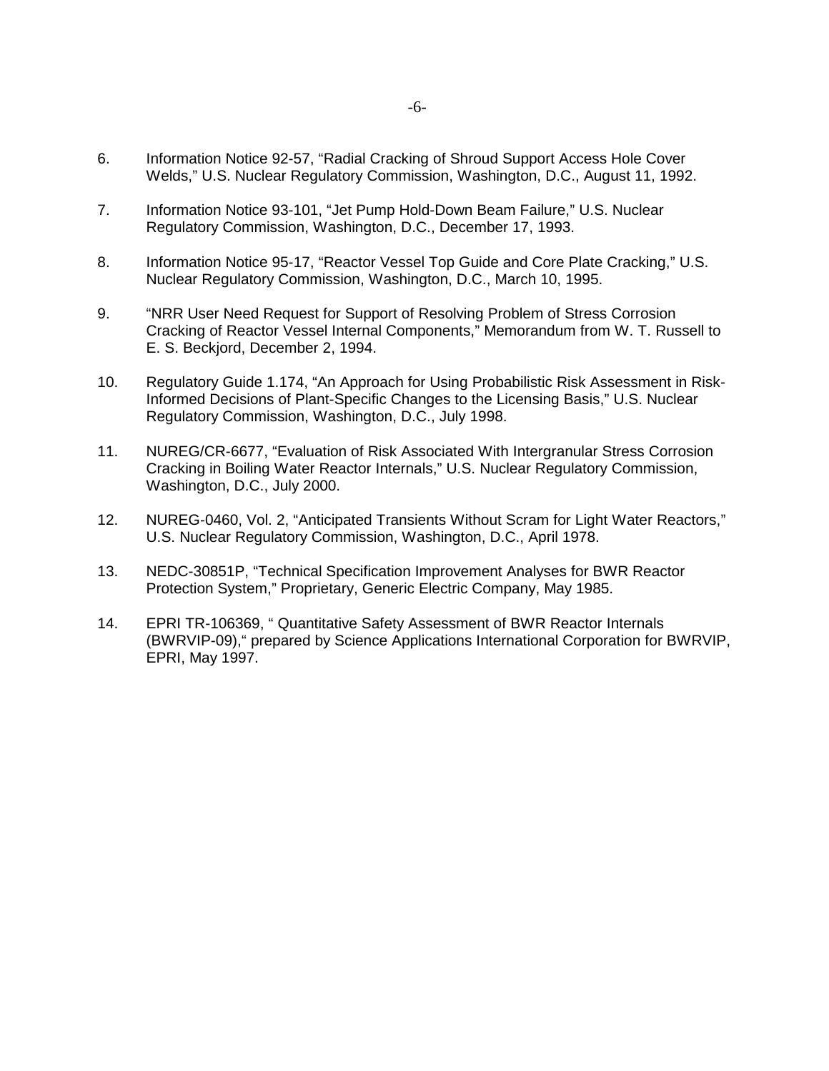6. Information Notice 92-57, “Radial Cracking of Shroud Support Access Hole Cover Welds,” U.S. Nuclear Regulatory Commission, Washington, D.C., August 11, 1992.

7. Information Notice 93-101, “Jet Pump Hold-Down Beam Failure,” U.S. Nuclear Regulatory Commission, Washington, D.C., December 17, 1993.

8. Information Notice 95-17, “Reactor Vessel Top Guide and Core Plate Cracking,” U.S. Nuclear Regulatory Commission, Washington, D.C., March 10, 1995.

9. “NRR User Need Request for Support of Resolving Problem of Stress Corrosion Cracking of Reactor Vessel Internal Components,” Memorandum from W. T. Russell to E. S. Beckjord, December 2, 1994.

10. Regulatory Guide 1.174, “An Approach for Using Probabilistic Risk Assessment in Risk-Informed Decisions of Plant-Specific Changes to the Licensing Basis,” U.S. Nuclear Regulatory Commission, Washington, D.C., July 1998.

11. NUREG/CR-6677, “Evaluation of Risk Associated With Intergranular Stress Corrosion Cracking in Boiling Water Reactor Internals,” U.S. Nuclear Regulatory Commission, Washington, D.C., July 2000.

12. NUREG-0460, Vol. 2, “Anticipated Transients Without Scram for Light Water Reactors,” U.S. Nuclear Regulatory Commission, Washington, D.C., April 1978.

13. NEDC-30851P, “Technical Specification Improvement Analyses for BWR Reactor Protection System,” Proprietary, Generic Electric Company, May 1985.

14. EPRI TR-106369, “ Quantitative Safety Assessment of BWR Reactor Internals (BWRVIP-09),“ prepared by Science Applications International Corporation for BWRVIP, EPRI, May 1997.